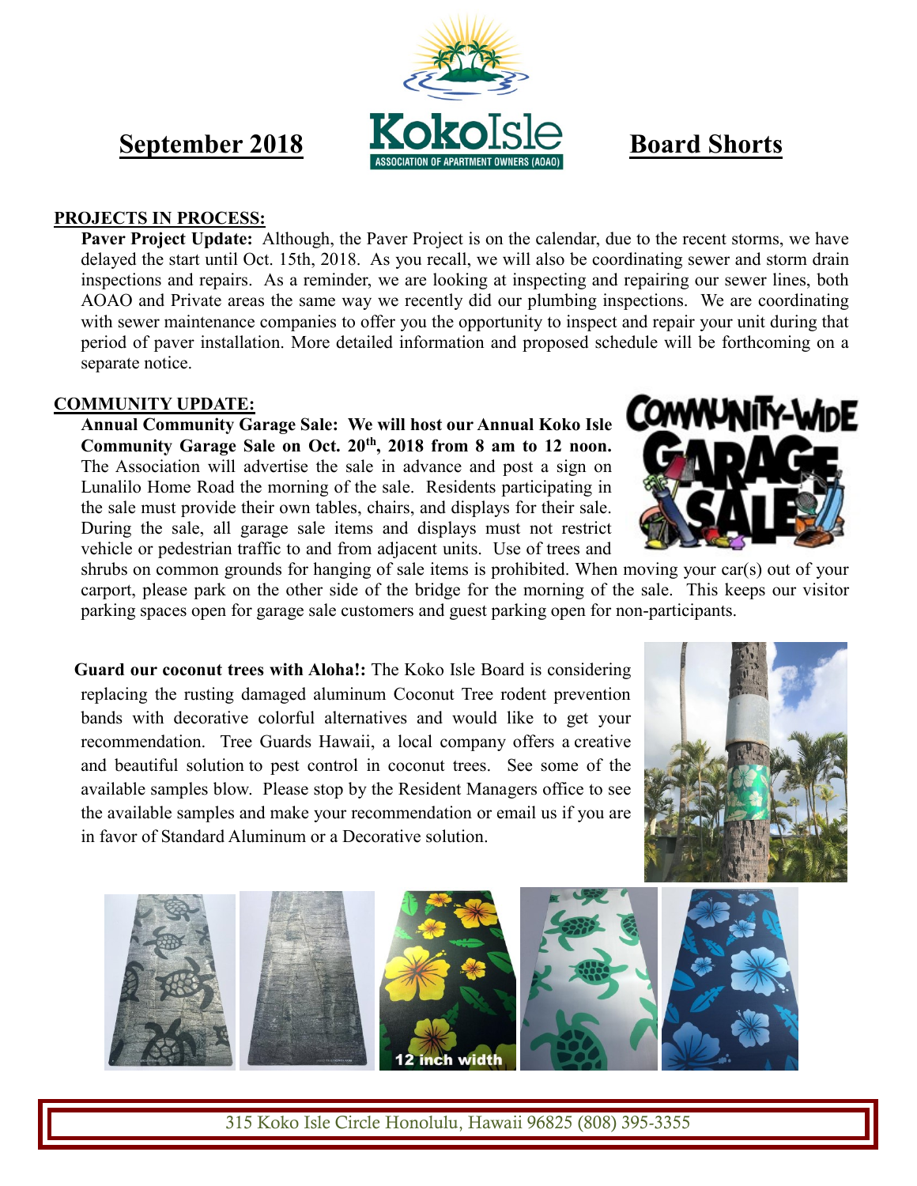**September 2018** — KokoIsle ASSOCIATION OF APARTMENT OWNERS (AOAO) — **Board Shorts**

## PROJECTS IN PROCESS:

**Paver Project Update:** Although, the Paver Project is on the calendar, due to the recent storms, we have delayed the start until Oct. 15th, 2018. As you recall, we will also be coordinating sewer and storm drain inspections and repairs. As a reminder, we are looking at inspecting and repairing our sewer lines, both AOAO and Private areas the same way we recently did our plumbing inspections. We are coordinating with sewer maintenance companies to offer you the opportunity to inspect and repair your unit during that period of paver installation. More detailed information and proposed schedule will be forthcoming on a separate notice.

## COMMUNITY UPDATE:

**Annual Community Garage Sale: We will host our Annual Koko Isle Community Garage Sale on Oct. 20th, 2018 from 8 am to 12 noon.** The Association will advertise the sale in advance and post a sign on Lunalilo Home Road the morning of the sale. Residents participating in the sale must provide their own tables, chairs, and displays for their sale. During the sale, all garage sale items and displays must not restrict vehicle or pedestrian traffic to and from adjacent units. Use of trees and shrubs on common grounds for hanging of sale items is prohibited. When moving your car(s) out of your carport, please park on the other side of the bridge for the morning of the sale. This keeps our visitor parking spaces open for garage sale customers and guest parking open for non-participants.

**Guard our coconut trees with Aloha!:** The Koko Isle Board is considering replacing the rusting damaged aluminum Coconut Tree rodent prevention bands with decorative colorful alternatives and would like to get your recommendation. Tree Guards Hawaii, a local company offers a creative and beautiful solution to pest control in coconut trees. See some of the available samples blow. Please stop by the Resident Managers office to see the available samples and make your recommendation or email us if you are in favor of Standard Aluminum or a Decorative solution.

12 inch width

315 Koko Isle Circle Honolulu, Hawaii 96825 (808) 395-3355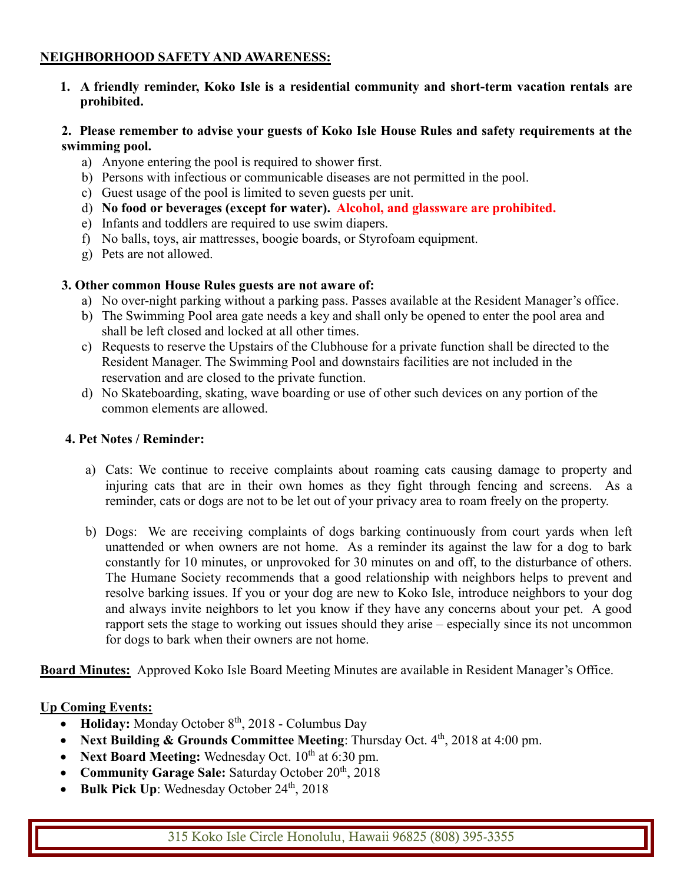## NEIGHBORHOOD SAFETY AND AWARENESS:

1. **A friendly reminder, Koko Isle is a residential community and short-term vacation rentals are prohibited.**

2. **Please remember to advise your guests of Koko Isle House Rules and safety requirements at the swimming pool.**
   a) Anyone entering the pool is required to shower first.
   b) Persons with infectious or communicable diseases are not permitted in the pool.
   c) Guest usage of the pool is limited to seven guests per unit.
   d) **No food or beverages (except for water). Alcohol, and glassware are prohibited.**
   e) Infants and toddlers are required to use swim diapers.
   f) No balls, toys, air mattresses, boogie boards, or Styrofoam equipment.
   g) Pets are not allowed.

3. **Other common House Rules guests are not aware of:**
   a) No over-night parking without a parking pass. Passes available at the Resident Manager's office.
   b) The Swimming Pool area gate needs a key and shall only be opened to enter the pool area and shall be left closed and locked at all other times.
   c) Requests to reserve the Upstairs of the Clubhouse for a private function shall be directed to the Resident Manager. The Swimming Pool and downstairs facilities are not included in the reservation and are closed to the private function.
   d) No Skateboarding, skating, wave boarding or use of other such devices on any portion of the common elements are allowed.

4. **Pet Notes / Reminder:**

   a) Cats: We continue to receive complaints about roaming cats causing damage to property and injuring cats that are in their own homes as they fight through fencing and screens. As a reminder, cats or dogs are not to be let out of your privacy area to roam freely on the property.

   b) Dogs: We are receiving complaints of dogs barking continuously from court yards when left unattended or when owners are not home. As a reminder its against the law for a dog to bark constantly for 10 minutes, or unprovoked for 30 minutes on and off, to the disturbance of others. The Humane Society recommends that a good relationship with neighbors helps to prevent and resolve barking issues. If you or your dog are new to Koko Isle, introduce neighbors to your dog and always invite neighbors to let you know if they have any concerns about your pet. A good rapport sets the stage to working out issues should they arise – especially since its not uncommon for dogs to bark when their owners are not home.

**Board Minutes:** Approved Koko Isle Board Meeting Minutes are available in Resident Manager's Office.

**Up Coming Events:**

- **Holiday:** Monday October 8th, 2018 - Columbus Day
- **Next Building & Grounds Committee Meeting**: Thursday Oct. 4th, 2018 at 4:00 pm.
- **Next Board Meeting:** Wednesday Oct. 10th at 6:30 pm.
- **Community Garage Sale:** Saturday October 20th, 2018
- **Bulk Pick Up**: Wednesday October 24th, 2018

315 Koko Isle Circle Honolulu, Hawaii 96825 (808) 395-3355